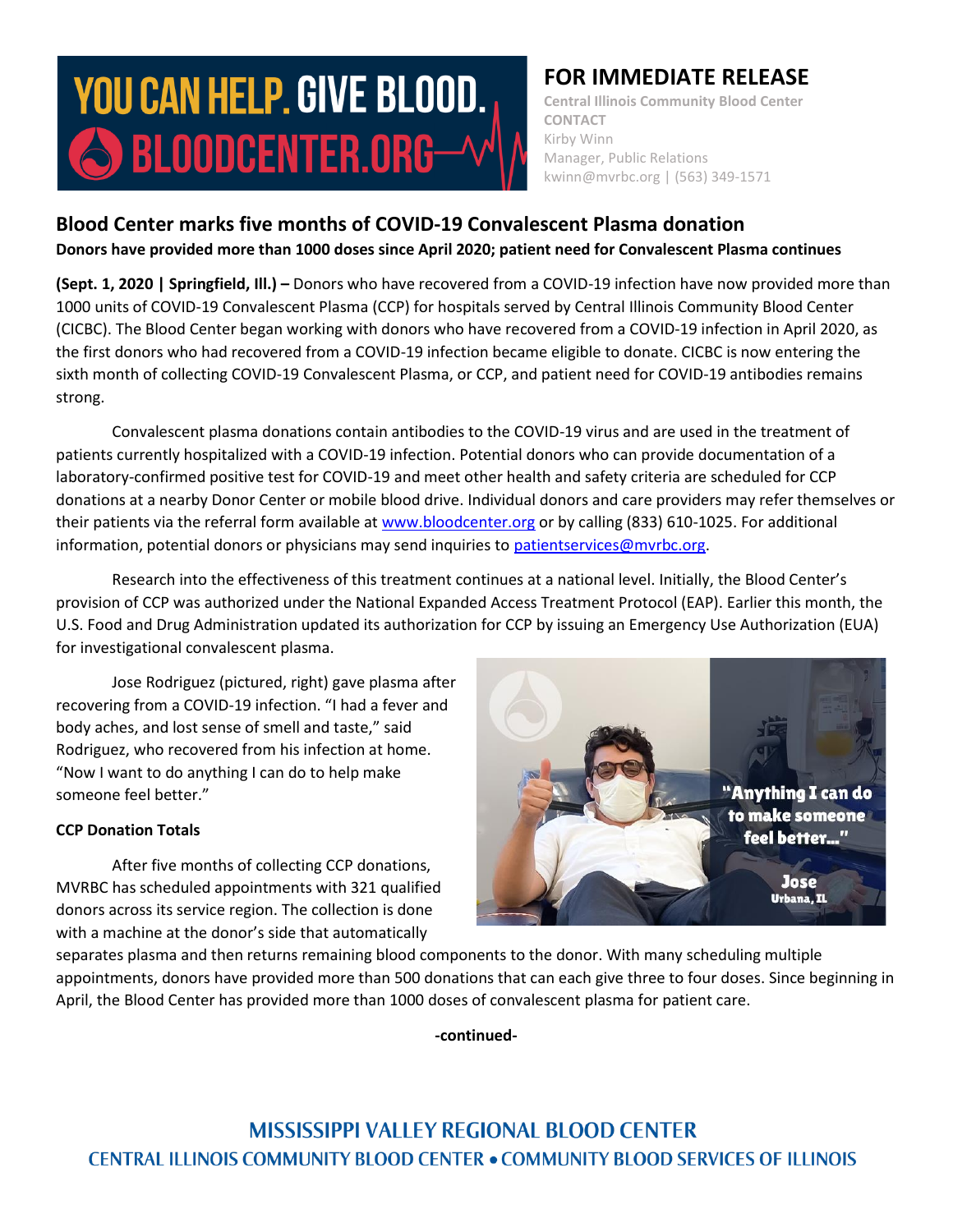YOU CAN HELP. GIVE BLOOD. BLOODCENTER.ORG

# FOR IMMEDIATE RELEASE

Central Illinois Community Blood Center
CONTACT
Kirby Winn
Manager, Public Relations
kwinn@mvrbc.org | (563) 349-1571

## Blood Center marks five months of COVID-19 Convalescent Plasma donation

**Donors have provided more than 1000 doses since April 2020; patient need for Convalescent Plasma continues**

**(Sept. 1, 2020 | Springfield, Ill.) –** Donors who have recovered from a COVID-19 infection have now provided more than 1000 units of COVID-19 Convalescent Plasma (CCP) for hospitals served by Central Illinois Community Blood Center (CICBC). The Blood Center began working with donors who have recovered from a COVID-19 infection in April 2020, as the first donors who had recovered from a COVID-19 infection became eligible to donate. CICBC is now entering the sixth month of collecting COVID-19 Convalescent Plasma, or CCP, and patient need for COVID-19 antibodies remains strong.

Convalescent plasma donations contain antibodies to the COVID-19 virus and are used in the treatment of patients currently hospitalized with a COVID-19 infection. Potential donors who can provide documentation of a laboratory-confirmed positive test for COVID-19 and meet other health and safety criteria are scheduled for CCP donations at a nearby Donor Center or mobile blood drive. Individual donors and care providers may refer themselves or their patients via the referral form available at www.bloodcenter.org or by calling (833) 610-1025. For additional information, potential donors or physicians may send inquiries to patientservices@mvrbc.org.

Research into the effectiveness of this treatment continues at a national level. Initially, the Blood Center's provision of CCP was authorized under the National Expanded Access Treatment Protocol (EAP). Earlier this month, the U.S. Food and Drug Administration updated its authorization for CCP by issuing an Emergency Use Authorization (EUA) for investigational convalescent plasma.

Jose Rodriguez (pictured, right) gave plasma after recovering from a COVID-19 infection. "I had a fever and body aches, and lost sense of smell and taste," said Rodriguez, who recovered from his infection at home. "Now I want to do anything I can do to help make someone feel better."

"Anything I can do to make someone feel better..." Jose, Urbana, IL

**CCP Donation Totals**

After five months of collecting CCP donations, MVRBC has scheduled appointments with 321 qualified donors across its service region. The collection is done with a machine at the donor's side that automatically separates plasma and then returns remaining blood components to the donor. With many scheduling multiple appointments, donors have provided more than 500 donations that can each give three to four doses. Since beginning in April, the Blood Center has provided more than 1000 doses of convalescent plasma for patient care.

**-continued-**

MISSISSIPPI VALLEY REGIONAL BLOOD CENTER
CENTRAL ILLINOIS COMMUNITY BLOOD CENTER • COMMUNITY BLOOD SERVICES OF ILLINOIS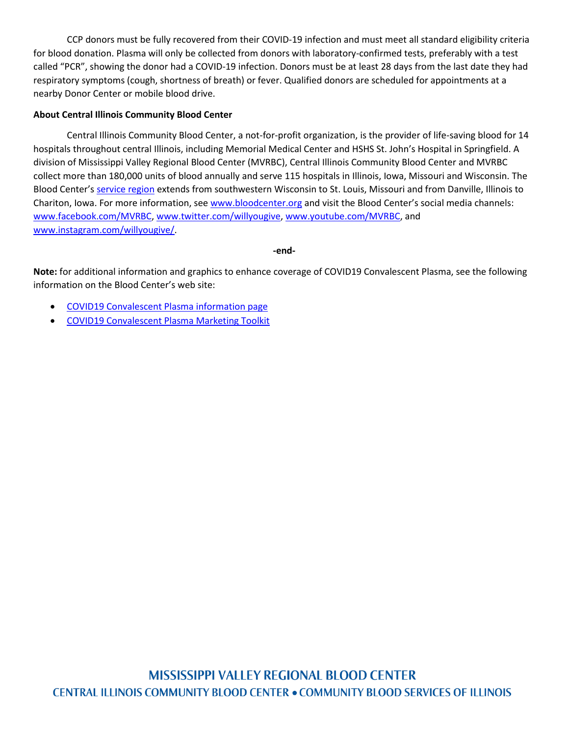CCP donors must be fully recovered from their COVID-19 infection and must meet all standard eligibility criteria for blood donation. Plasma will only be collected from donors with laboratory-confirmed tests, preferably with a test called "PCR", showing the donor had a COVID-19 infection. Donors must be at least 28 days from the last date they had respiratory symptoms (cough, shortness of breath) or fever. Qualified donors are scheduled for appointments at a nearby Donor Center or mobile blood drive.

**About Central Illinois Community Blood Center**

Central Illinois Community Blood Center, a not-for-profit organization, is the provider of life-saving blood for 14 hospitals throughout central Illinois, including Memorial Medical Center and HSHS St. John's Hospital in Springfield. A division of Mississippi Valley Regional Blood Center (MVRBC), Central Illinois Community Blood Center and MVRBC collect more than 180,000 units of blood annually and serve 115 hospitals in Illinois, Iowa, Missouri and Wisconsin. The Blood Center's service region extends from southwestern Wisconsin to St. Louis, Missouri and from Danville, Illinois to Chariton, Iowa. For more information, see www.bloodcenter.org and visit the Blood Center's social media channels: www.facebook.com/MVRBC, www.twitter.com/willyougive, www.youtube.com/MVRBC, and www.instagram.com/willyougive/.

**-end-**

**Note:** for additional information and graphics to enhance coverage of COVID19 Convalescent Plasma, see the following information on the Blood Center's web site:

- COVID19 Convalescent Plasma information page
- COVID19 Convalescent Plasma Marketing Toolkit

MISSISSIPPI VALLEY REGIONAL BLOOD CENTER
CENTRAL ILLINOIS COMMUNITY BLOOD CENTER • COMMUNITY BLOOD SERVICES OF ILLINOIS